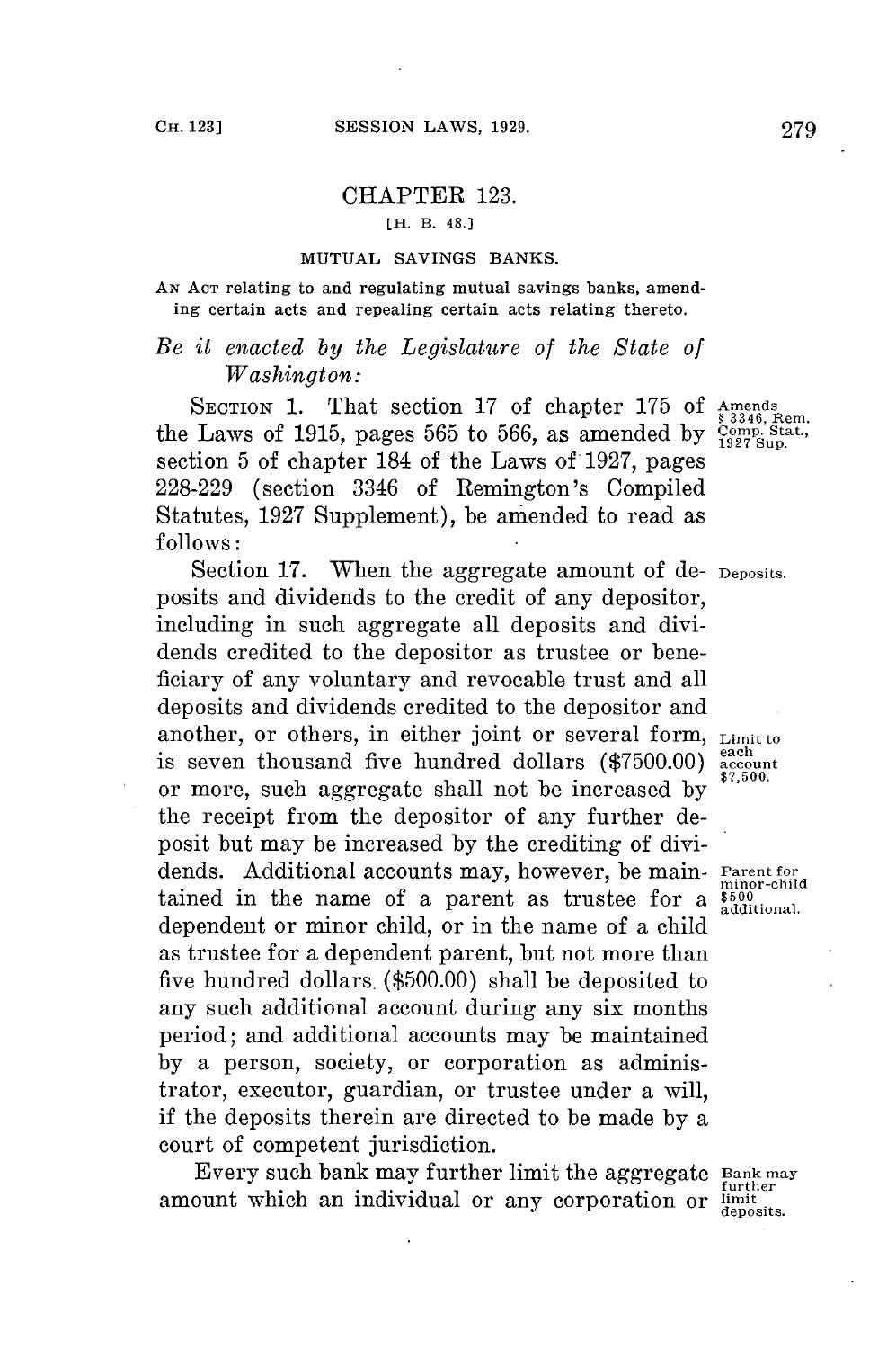# CHAPTER 123.

[H. B. 48.]

## MUTUAL SAVINGS BANKS.

AN ACT relating to and regulating mutual savings banks, amending certain acts and repealing certain acts relating thereto.

*Be it enacted by the Legislature of the State of Washington:*

SECTION 1. That section 17 of chapter 175 of the Laws of 1915, pages 565 to 566, as amended by section 5 of chapter 184 of the Laws of 1927, pages 228-229 (section 3346 of Remington's Compiled Statutes, 1927 Supplement), be amended to read as follows:

Amends § 3346, Rem. Comp. Stat., 1927 Sup.

Section 17. When the aggregate amount of deposits and dividends to the credit of any depositor, including in such aggregate all deposits and dividends credited to the depositor as trustee or beneficiary of any voluntary and revocable trust and all deposits and dividends credited to the depositor and another, or others, in either joint or several form, is seven thousand five hundred dollars ($7500.00) or more, such aggregate shall not be increased by the receipt from the depositor of any further deposit but may be increased by the crediting of dividends. Additional accounts may, however, be maintained in the name of a parent as trustee for a dependent or minor child, or in the name of a child as trustee for a dependent parent, but not more than five hundred dollars ($500.00) shall be deposited to any such additional account during any six months period; and additional accounts may be maintained by a person, society, or corporation as administrator, executor, guardian, or trustee under a will, if the deposits therein are directed to be made by a court of competent jurisdiction.

Deposits.

Limit to each account $7,500.

Parent for minor-child $500 additional.

Every such bank may further limit the aggregate amount which an individual or any corporation or

Bank may further limit deposits.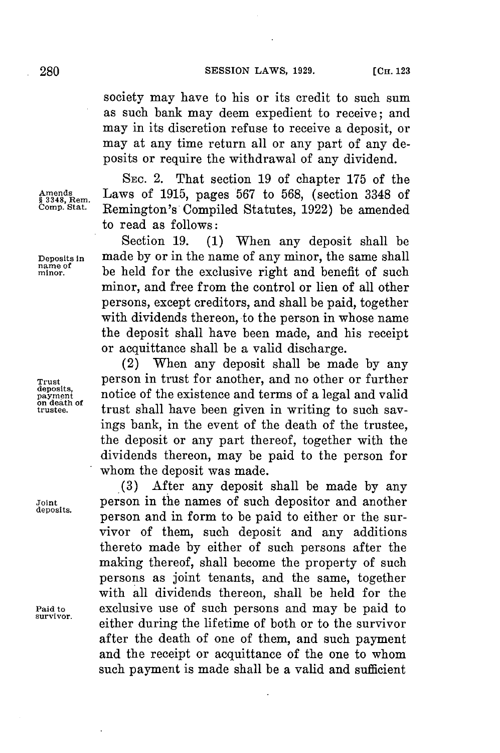society may have to his or its credit to such sum as such bank may deem expedient to receive; and may in its discretion refuse to receive a deposit, or may at any time return all or any part of any deposits or require the withdrawal of any dividend.

Amends § 3348, Rem. Comp. Stat.

SEC. 2. That section 19 of chapter 175 of the Laws of 1915, pages 567 to 568, (section 3348 of Remington's Compiled Statutes, 1922) be amended to read as follows:

Deposits in name of minor.

Section 19. (1) When any deposit shall be made by or in the name of any minor, the same shall be held for the exclusive right and benefit of such minor, and free from the control or lien of all other persons, except creditors, and shall be paid, together with dividends thereon, to the person in whose name the deposit shall have been made, and his receipt or acquittance shall be a valid discharge.

Trust deposits, payment on death of trustee.

(2) When any deposit shall be made by any person in trust for another, and no other or further notice of the existence and terms of a legal and valid trust shall have been given in writing to such savings bank, in the event of the death of the trustee, the deposit or any part thereof, together with the dividends thereon, may be paid to the person for whom the deposit was made.

Joint deposits.

(3) After any deposit shall be made by any person in the names of such depositor and another person and in form to be paid to either or the survivor of them, such deposit and any additions thereto made by either of such persons after the making thereof, shall become the property of such persons as joint tenants, and the same, together with all dividends thereon, shall be held for the exclusive use of such persons and may be paid to either during the lifetime of both or to the survivor after the death of one of them, and such payment and the receipt or acquittance of the one to whom such payment is made shall be a valid and sufficient

Paid to survivor.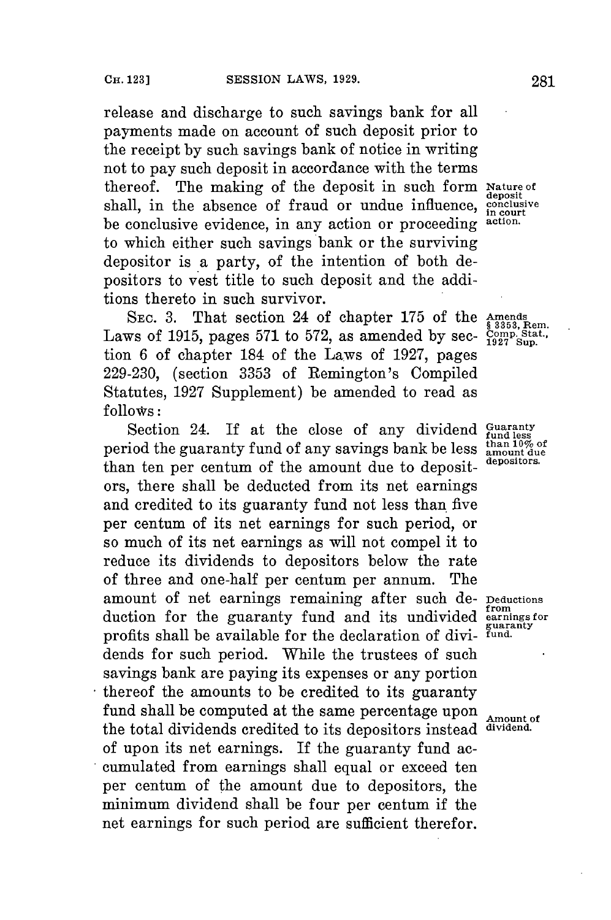release and discharge to such savings bank for all payments made on account of such deposit prior to the receipt by such savings bank of notice in writing not to pay such deposit in accordance with the terms thereof. The making of the deposit in such form shall, in the absence of fraud or undue influence, be conclusive evidence, in any action or proceeding to which either such savings bank or the surviving depositor is a party, of the intention of both depositors to vest title to such deposit and the additions thereto in such survivor.

*Nature of deposit conclusive in court action.*

SEC. 3. That section 24 of chapter 175 of the Laws of 1915, pages 571 to 572, as amended by section 6 of chapter 184 of the Laws of 1927, pages 229-230, (section 3353 of Remington's Compiled Statutes, 1927 Supplement) be amended to read as follows:

*Amends § 3353, Rem. Comp. Stat., 1927 Sup.*

Section 24. If at the close of any dividend period the guaranty fund of any savings bank be less than ten per centum of the amount due to depositors, there shall be deducted from its net earnings and credited to its guaranty fund not less than five per centum of its net earnings for such period, or so much of its net earnings as will not compel it to reduce its dividends to depositors below the rate of three and one-half per centum per annum. The amount of net earnings remaining after such deduction for the guaranty fund and its undivided profits shall be available for the declaration of dividends for such period. While the trustees of such savings bank are paying its expenses or any portion thereof the amounts to be credited to its guaranty fund shall be computed at the same percentage upon the total dividends credited to its depositors instead of upon its net earnings. If the guaranty fund accumulated from earnings shall equal or exceed ten per centum of the amount due to depositors, the minimum dividend shall be four per centum if the net earnings for such period are sufficient therefor.

*Guaranty fund less than 10% of amount due depositors.*

*Deductions from earnings for guaranty fund.*

*Amount of dividend.*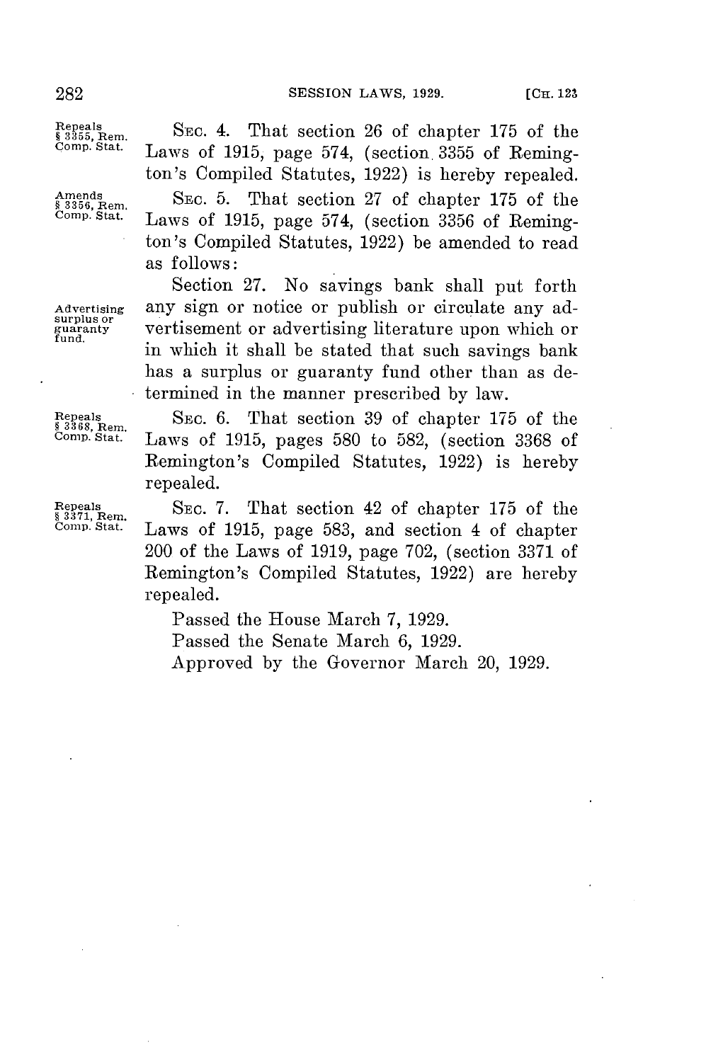Repeals § 3355, Rem. Comp. Stat.

SEC. 4. That section 26 of chapter 175 of the Laws of 1915, page 574, (section 3355 of Remington's Compiled Statutes, 1922) is hereby repealed.

Amends § 3356, Rem. Comp. Stat.

SEC. 5. That section 27 of chapter 175 of the Laws of 1915, page 574, (section 3356 of Remington's Compiled Statutes, 1922) be amended to read as follows:

Advertising surplus or guaranty fund.

Section 27. No savings bank shall put forth any sign or notice or publish or circulate any advertisement or advertising literature upon which or in which it shall be stated that such savings bank has a surplus or guaranty fund other than as determined in the manner prescribed by law.

Repeals § 3368, Rem. Comp. Stat.

SEC. 6. That section 39 of chapter 175 of the Laws of 1915, pages 580 to 582, (section 3368 of Remington's Compiled Statutes, 1922) is hereby repealed.

Repeals § 3371, Rem. Comp. Stat.

SEC. 7. That section 42 of chapter 175 of the Laws of 1915, page 583, and section 4 of chapter 200 of the Laws of 1919, page 702, (section 3371 of Remington's Compiled Statutes, 1922) are hereby repealed.

Passed the House March 7, 1929.

Passed the Senate March 6, 1929.

Approved by the Governor March 20, 1929.